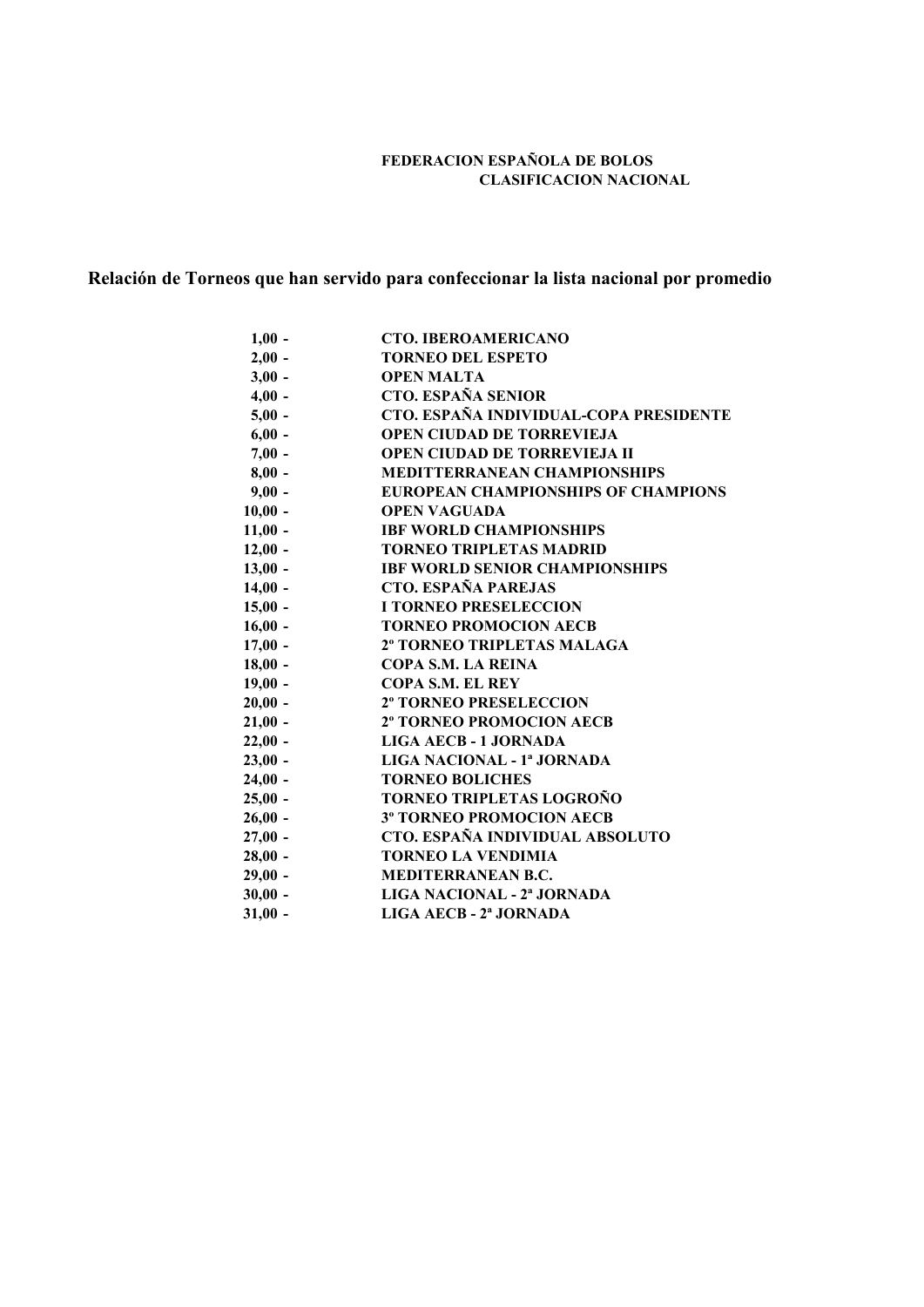**FEDERACION ESPAÑOLA DE BOLOS**
**CLASIFICACION NACIONAL**

## Relación de Torneos que han servido para confeccionar la lista nacional por promedio

| | |
|---|---|
| 1,00 - | CTO. IBEROAMERICANO |
| 2,00 - | TORNEO DEL ESPETO |
| 3,00 - | OPEN MALTA |
| 4,00 - | CTO. ESPAÑA SENIOR |
| 5,00 - | CTO. ESPAÑA INDIVIDUAL-COPA PRESIDENTE |
| 6,00 - | OPEN CIUDAD DE TORREVIEJA |
| 7,00 - | OPEN CIUDAD DE TORREVIEJA II |
| 8,00 - | MEDITTERRANEAN CHAMPIONSHIPS |
| 9,00 - | EUROPEAN CHAMPIONSHIPS OF CHAMPIONS |
| 10,00 - | OPEN VAGUADA |
| 11,00 - | IBF WORLD CHAMPIONSHIPS |
| 12,00 - | TORNEO TRIPLETAS MADRID |
| 13,00 - | IBF WORLD SENIOR CHAMPIONSHIPS |
| 14,00 - | CTO. ESPAÑA PAREJAS |
| 15,00 - | I TORNEO PRESELECCION |
| 16,00 - | TORNEO PROMOCION AECB |
| 17,00 - | 2º TORNEO TRIPLETAS MALAGA |
| 18,00 - | COPA S.M. LA REINA |
| 19,00 - | COPA S.M. EL REY |
| 20,00 - | 2º TORNEO PRESELECCION |
| 21,00 - | 2º TORNEO PROMOCION AECB |
| 22,00 - | LIGA AECB - 1 JORNADA |
| 23,00 - | LIGA NACIONAL - 1ª JORNADA |
| 24,00 - | TORNEO BOLICHES |
| 25,00 - | TORNEO TRIPLETAS LOGROÑO |
| 26,00 - | 3º TORNEO PROMOCION AECB |
| 27,00 - | CTO. ESPAÑA INDIVIDUAL ABSOLUTO |
| 28,00 - | TORNEO LA VENDIMIA |
| 29,00 - | MEDITERRANEAN B.C. |
| 30,00 - | LIGA NACIONAL - 2ª JORNADA |
| 31,00 - | LIGA AECB - 2ª JORNADA |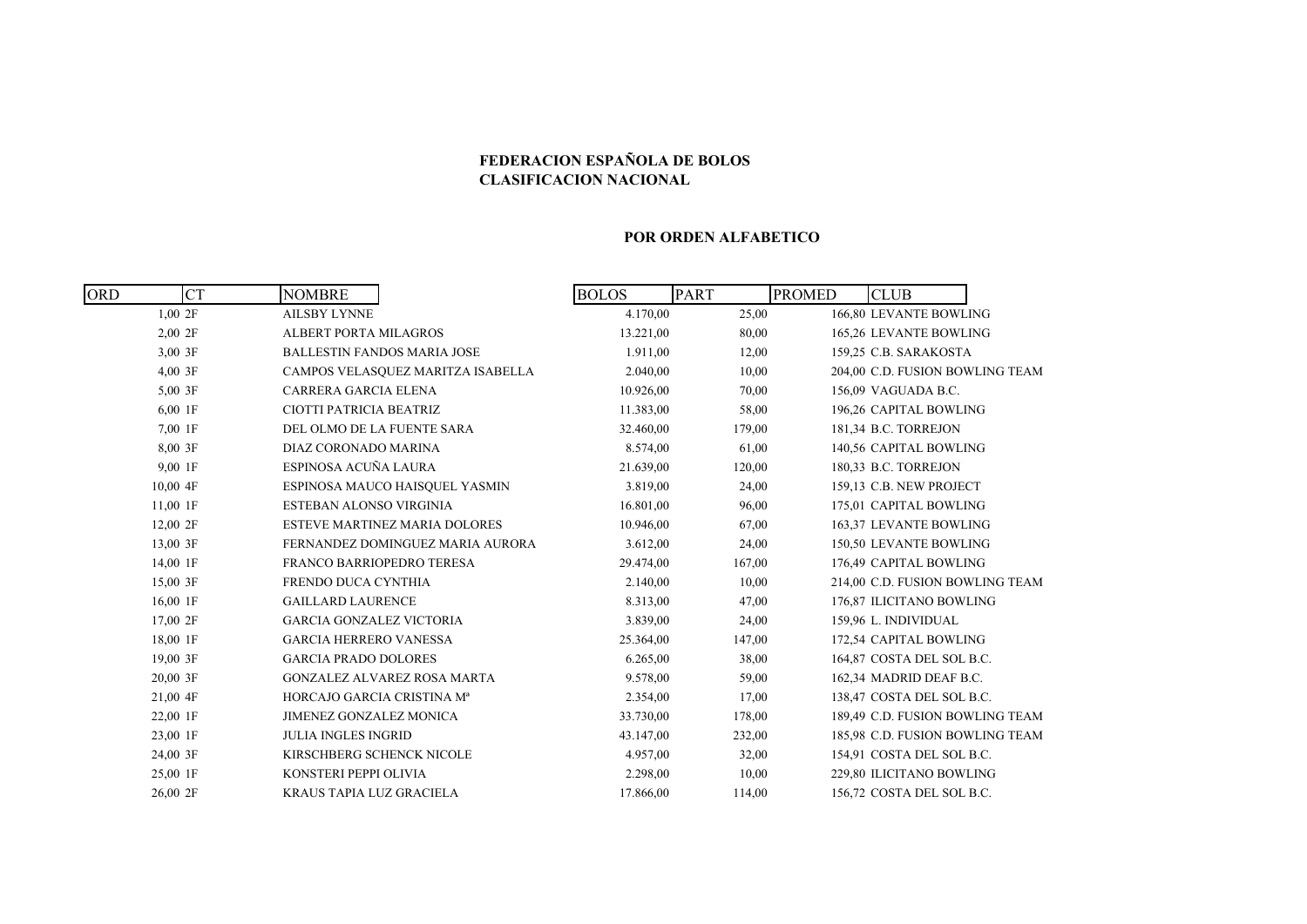**FEDERACION ESPAÑOLA DE BOLOS**
**CLASIFICACION NACIONAL**

**POR ORDEN ALFABETICO**

| ORD | CT | NOMBRE | BOLOS | PART | PROMED | CLUB |
|---|---|---|---|---|---|---|
| 1,00 | 2F | AILSBY LYNNE | 4.170,00 | 25,00 | 166,80 | LEVANTE BOWLING |
| 2,00 | 2F | ALBERT PORTA MILAGROS | 13.221,00 | 80,00 | 165,26 | LEVANTE BOWLING |
| 3,00 | 3F | BALLESTIN FANDOS MARIA JOSE | 1.911,00 | 12,00 | 159,25 | C.B. SARAKOSTA |
| 4,00 | 3F | CAMPOS VELASQUEZ MARITZA ISABELLA | 2.040,00 | 10,00 | 204,00 | C.D. FUSION BOWLING TEAM |
| 5,00 | 3F | CARRERA GARCIA ELENA | 10.926,00 | 70,00 | 156,09 | VAGUADA B.C. |
| 6,00 | 1F | CIOTTI PATRICIA BEATRIZ | 11.383,00 | 58,00 | 196,26 | CAPITAL BOWLING |
| 7,00 | 1F | DEL OLMO DE LA FUENTE SARA | 32.460,00 | 179,00 | 181,34 | B.C. TORREJON |
| 8,00 | 3F | DIAZ CORONADO MARINA | 8.574,00 | 61,00 | 140,56 | CAPITAL BOWLING |
| 9,00 | 1F | ESPINOSA ACUÑA LAURA | 21.639,00 | 120,00 | 180,33 | B.C. TORREJON |
| 10,00 | 4F | ESPINOSA MAUCO HAISQUEL YASMIN | 3.819,00 | 24,00 | 159,13 | C.B. NEW PROJECT |
| 11,00 | 1F | ESTEBAN ALONSO VIRGINIA | 16.801,00 | 96,00 | 175,01 | CAPITAL BOWLING |
| 12,00 | 2F | ESTEVE MARTINEZ MARIA DOLORES | 10.946,00 | 67,00 | 163,37 | LEVANTE BOWLING |
| 13,00 | 3F | FERNANDEZ DOMINGUEZ MARIA AURORA | 3.612,00 | 24,00 | 150,50 | LEVANTE BOWLING |
| 14,00 | 1F | FRANCO BARRIOPEDRO TERESA | 29.474,00 | 167,00 | 176,49 | CAPITAL BOWLING |
| 15,00 | 3F | FRENDO DUCA CYNTHIA | 2.140,00 | 10,00 | 214,00 | C.D. FUSION BOWLING TEAM |
| 16,00 | 1F | GAILLARD LAURENCE | 8.313,00 | 47,00 | 176,87 | ILICITANO BOWLING |
| 17,00 | 2F | GARCIA GONZALEZ VICTORIA | 3.839,00 | 24,00 | 159,96 | L. INDIVIDUAL |
| 18,00 | 1F | GARCIA HERRERO VANESSA | 25.364,00 | 147,00 | 172,54 | CAPITAL BOWLING |
| 19,00 | 3F | GARCIA PRADO DOLORES | 6.265,00 | 38,00 | 164,87 | COSTA DEL SOL B.C. |
| 20,00 | 3F | GONZALEZ ALVAREZ ROSA MARTA | 9.578,00 | 59,00 | 162,34 | MADRID DEAF B.C. |
| 21,00 | 4F | HORCAJO GARCIA CRISTINA Mª | 2.354,00 | 17,00 | 138,47 | COSTA DEL SOL B.C. |
| 22,00 | 1F | JIMENEZ GONZALEZ MONICA | 33.730,00 | 178,00 | 189,49 | C.D. FUSION BOWLING TEAM |
| 23,00 | 1F | JULIA INGLES INGRID | 43.147,00 | 232,00 | 185,98 | C.D. FUSION BOWLING TEAM |
| 24,00 | 3F | KIRSCHBERG SCHENCK NICOLE | 4.957,00 | 32,00 | 154,91 | COSTA DEL SOL B.C. |
| 25,00 | 1F | KONSTERI PEPPI OLIVIA | 2.298,00 | 10,00 | 229,80 | ILICITANO BOWLING |
| 26,00 | 2F | KRAUS TAPIA LUZ GRACIELA | 17.866,00 | 114,00 | 156,72 | COSTA DEL SOL B.C. |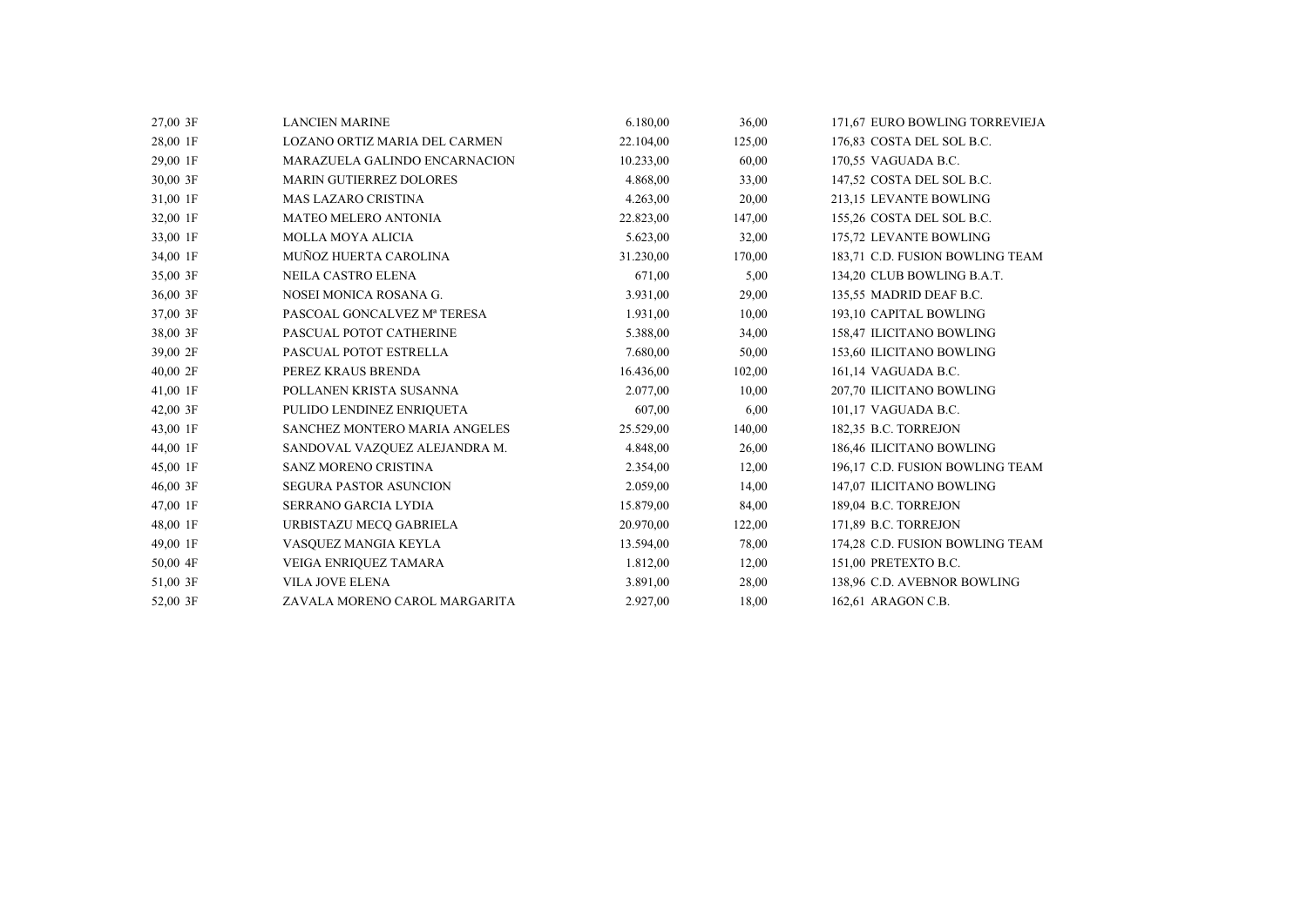| | | | | | |
|---|---|---|---|---|---|
| 27,00 3F | LANCIEN MARINE | 6.180,00 | 36,00 | 171,67 | EURO BOWLING TORREVIEJA |
| 28,00 1F | LOZANO ORTIZ MARIA DEL CARMEN | 22.104,00 | 125,00 | 176,83 | COSTA DEL SOL B.C. |
| 29,00 1F | MARAZUELA GALINDO ENCARNACION | 10.233,00 | 60,00 | 170,55 | VAGUADA B.C. |
| 30,00 3F | MARIN GUTIERREZ DOLORES | 4.868,00 | 33,00 | 147,52 | COSTA DEL SOL B.C. |
| 31,00 1F | MAS LAZARO CRISTINA | 4.263,00 | 20,00 | 213,15 | LEVANTE BOWLING |
| 32,00 1F | MATEO MELERO ANTONIA | 22.823,00 | 147,00 | 155,26 | COSTA DEL SOL B.C. |
| 33,00 1F | MOLLA MOYA ALICIA | 5.623,00 | 32,00 | 175,72 | LEVANTE BOWLING |
| 34,00 1F | MUÑOZ HUERTA CAROLINA | 31.230,00 | 170,00 | 183,71 | C.D. FUSION BOWLING TEAM |
| 35,00 3F | NEILA CASTRO ELENA | 671,00 | 5,00 | 134,20 | CLUB BOWLING B.A.T. |
| 36,00 3F | NOSEI MONICA ROSANA G. | 3.931,00 | 29,00 | 135,55 | MADRID DEAF B.C. |
| 37,00 3F | PASCOAL GONCALVEZ Mª TERESA | 1.931,00 | 10,00 | 193,10 | CAPITAL BOWLING |
| 38,00 3F | PASCUAL POTOT CATHERINE | 5.388,00 | 34,00 | 158,47 | ILICITANO BOWLING |
| 39,00 2F | PASCUAL POTOT ESTRELLA | 7.680,00 | 50,00 | 153,60 | ILICITANO BOWLING |
| 40,00 2F | PEREZ KRAUS BRENDA | 16.436,00 | 102,00 | 161,14 | VAGUADA B.C. |
| 41,00 1F | POLLANEN KRISTA SUSANNA | 2.077,00 | 10,00 | 207,70 | ILICITANO BOWLING |
| 42,00 3F | PULIDO LENDINEZ ENRIQUETA | 607,00 | 6,00 | 101,17 | VAGUADA B.C. |
| 43,00 1F | SANCHEZ MONTERO MARIA ANGELES | 25.529,00 | 140,00 | 182,35 | B.C. TORREJON |
| 44,00 1F | SANDOVAL VAZQUEZ ALEJANDRA M. | 4.848,00 | 26,00 | 186,46 | ILICITANO BOWLING |
| 45,00 1F | SANZ MORENO CRISTINA | 2.354,00 | 12,00 | 196,17 | C.D. FUSION BOWLING TEAM |
| 46,00 3F | SEGURA PASTOR ASUNCION | 2.059,00 | 14,00 | 147,07 | ILICITANO BOWLING |
| 47,00 1F | SERRANO GARCIA LYDIA | 15.879,00 | 84,00 | 189,04 | B.C. TORREJON |
| 48,00 1F | URBISTAZU MECQ GABRIELA | 20.970,00 | 122,00 | 171,89 | B.C. TORREJON |
| 49,00 1F | VASQUEZ MANGIA KEYLA | 13.594,00 | 78,00 | 174,28 | C.D. FUSION BOWLING TEAM |
| 50,00 4F | VEIGA ENRIQUEZ TAMARA | 1.812,00 | 12,00 | 151,00 | PRETEXTO B.C. |
| 51,00 3F | VILA JOVE ELENA | 3.891,00 | 28,00 | 138,96 | C.D. AVEBNOR BOWLING |
| 52,00 3F | ZAVALA MORENO CAROL MARGARITA | 2.927,00 | 18,00 | 162,61 | ARAGON C.B. |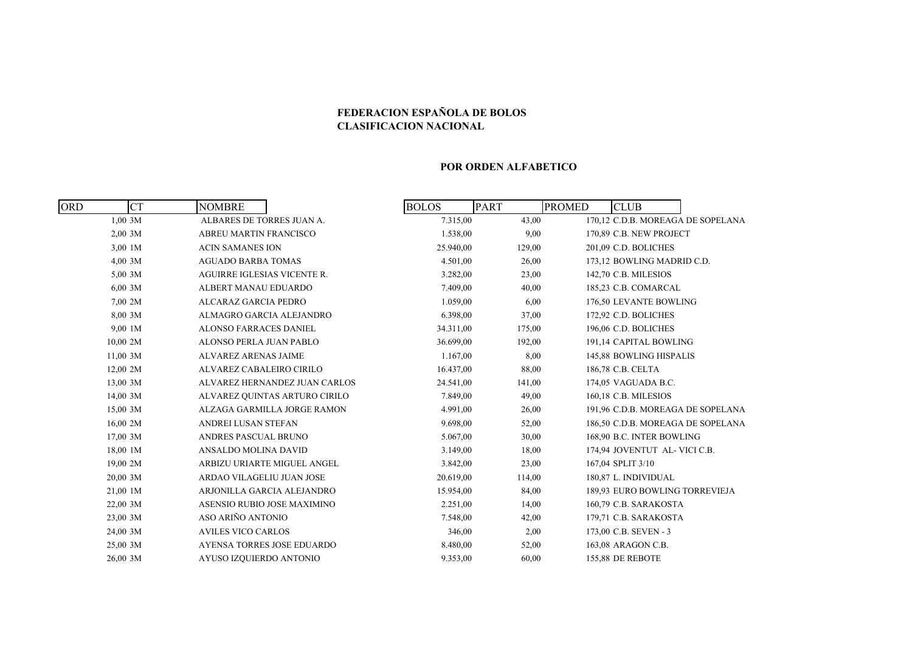**FEDERACION ESPAÑOLA DE BOLOS**
**CLASIFICACION NACIONAL**

**POR ORDEN ALFABETICO**

| ORD | CT | NOMBRE | BOLOS | PART | PROMED | CLUB |
|---|---|---|---|---|---|---|
| 1,00 | 3M | ALBARES DE TORRES JUAN A. | 7.315,00 | 43,00 | 170,12 | C.D.B. MOREAGA DE SOPELANA |
| 2,00 | 3M | ABREU MARTIN FRANCISCO | 1.538,00 | 9,00 | 170,89 | C.B. NEW PROJECT |
| 3,00 | 1M | ACIN SAMANES ION | 25.940,00 | 129,00 | 201,09 | C.D. BOLICHES |
| 4,00 | 3M | AGUADO BARBA TOMAS | 4.501,00 | 26,00 | 173,12 | BOWLING MADRID C.D. |
| 5,00 | 3M | AGUIRRE IGLESIAS VICENTE R. | 3.282,00 | 23,00 | 142,70 | C.B. MILESIOS |
| 6,00 | 3M | ALBERT MANAU EDUARDO | 7.409,00 | 40,00 | 185,23 | C.B. COMARCAL |
| 7,00 | 2M | ALCARAZ GARCIA PEDRO | 1.059,00 | 6,00 | 176,50 | LEVANTE BOWLING |
| 8,00 | 3M | ALMAGRO GARCIA ALEJANDRO | 6.398,00 | 37,00 | 172,92 | C.D. BOLICHES |
| 9,00 | 1M | ALONSO FARRACES DANIEL | 34.311,00 | 175,00 | 196,06 | C.D. BOLICHES |
| 10,00 | 2M | ALONSO PERLA JUAN PABLO | 36.699,00 | 192,00 | 191,14 | CAPITAL BOWLING |
| 11,00 | 3M | ALVAREZ ARENAS JAIME | 1.167,00 | 8,00 | 145,88 | BOWLING HISPALIS |
| 12,00 | 2M | ALVAREZ CABALEIRO CIRILO | 16.437,00 | 88,00 | 186,78 | C.B. CELTA |
| 13,00 | 3M | ALVAREZ HERNANDEZ JUAN CARLOS | 24.541,00 | 141,00 | 174,05 | VAGUADA B.C. |
| 14,00 | 3M | ALVAREZ QUINTAS ARTURO CIRILO | 7.849,00 | 49,00 | 160,18 | C.B. MILESIOS |
| 15,00 | 3M | ALZAGA GARMILLA JORGE RAMON | 4.991,00 | 26,00 | 191,96 | C.D.B. MOREAGA DE SOPELANA |
| 16,00 | 2M | ANDREI LUSAN STEFAN | 9.698,00 | 52,00 | 186,50 | C.D.B. MOREAGA DE SOPELANA |
| 17,00 | 3M | ANDRES PASCUAL BRUNO | 5.067,00 | 30,00 | 168,90 | B.C. INTER BOWLING |
| 18,00 | 1M | ANSALDO MOLINA DAVID | 3.149,00 | 18,00 | 174,94 | JOVENTUT AL- VICI C.B. |
| 19,00 | 2M | ARBIZU URIARTE MIGUEL ANGEL | 3.842,00 | 23,00 | 167,04 | SPLIT 3/10 |
| 20,00 | 3M | ARDAO VILAGELIU JUAN JOSE | 20.619,00 | 114,00 | 180,87 | L. INDIVIDUAL |
| 21,00 | 1M | ARJONILLA GARCIA ALEJANDRO | 15.954,00 | 84,00 | 189,93 | EURO BOWLING TORREVIEJA |
| 22,00 | 3M | ASENSIO RUBIO JOSE MAXIMINO | 2.251,00 | 14,00 | 160,79 | C.B. SARAKOSTA |
| 23,00 | 3M | ASO ARIÑO ANTONIO | 7.548,00 | 42,00 | 179,71 | C.B. SARAKOSTA |
| 24,00 | 3M | AVILES VICO CARLOS | 346,00 | 2,00 | 173,00 | C.B. SEVEN - 3 |
| 25,00 | 3M | AYENSA TORRES JOSE EDUARDO | 8.480,00 | 52,00 | 163,08 | ARAGON C.B. |
| 26,00 | 3M | AYUSO IZQUIERDO ANTONIO | 9.353,00 | 60,00 | 155,88 | DE REBOTE |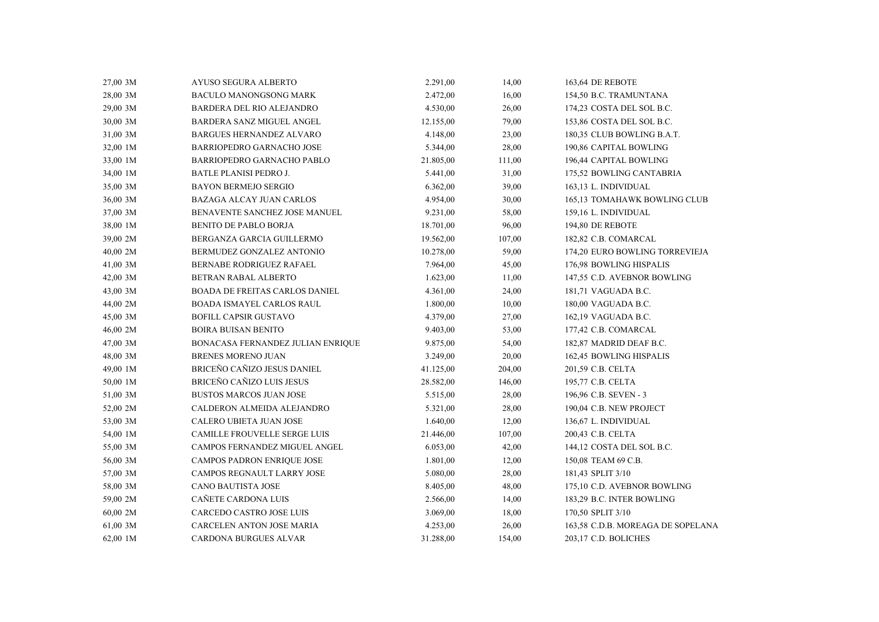| | | | | | |
|---|---|---|---|---|---|
| 27,00 3M | AYUSO SEGURA ALBERTO | 2.291,00 | 14,00 | 163,64 | DE REBOTE |
| 28,00 3M | BACULO MANONGSONG MARK | 2.472,00 | 16,00 | 154,50 | B.C. TRAMUNTANA |
| 29,00 3M | BARDERA DEL RIO ALEJANDRO | 4.530,00 | 26,00 | 174,23 | COSTA DEL SOL B.C. |
| 30,00 3M | BARDERA SANZ MIGUEL ANGEL | 12.155,00 | 79,00 | 153,86 | COSTA DEL SOL B.C. |
| 31,00 3M | BARGUES HERNANDEZ ALVARO | 4.148,00 | 23,00 | 180,35 | CLUB BOWLING B.A.T. |
| 32,00 1M | BARRIOPEDRO GARNACHO JOSE | 5.344,00 | 28,00 | 190,86 | CAPITAL BOWLING |
| 33,00 1M | BARRIOPEDRO GARNACHO PABLO | 21.805,00 | 111,00 | 196,44 | CAPITAL BOWLING |
| 34,00 1M | BATLE PLANISI PEDRO J. | 5.441,00 | 31,00 | 175,52 | BOWLING CANTABRIA |
| 35,00 3M | BAYON BERMEJO SERGIO | 6.362,00 | 39,00 | 163,13 | L. INDIVIDUAL |
| 36,00 3M | BAZAGA ALCAY JUAN CARLOS | 4.954,00 | 30,00 | 165,13 | TOMAHAWK BOWLING CLUB |
| 37,00 3M | BENAVENTE SANCHEZ JOSE MANUEL | 9.231,00 | 58,00 | 159,16 | L. INDIVIDUAL |
| 38,00 1M | BENITO DE PABLO BORJA | 18.701,00 | 96,00 | 194,80 | DE REBOTE |
| 39,00 2M | BERGANZA GARCIA GUILLERMO | 19.562,00 | 107,00 | 182,82 | C.B. COMARCAL |
| 40,00 2M | BERMUDEZ GONZALEZ ANTONIO | 10.278,00 | 59,00 | 174,20 | EURO BOWLING TORREVIEJA |
| 41,00 3M | BERNABE RODRIGUEZ RAFAEL | 7.964,00 | 45,00 | 176,98 | BOWLING HISPALIS |
| 42,00 3M | BETRAN RABAL ALBERTO | 1.623,00 | 11,00 | 147,55 | C.D. AVEBNOR BOWLING |
| 43,00 3M | BOADA DE FREITAS CARLOS DANIEL | 4.361,00 | 24,00 | 181,71 | VAGUADA B.C. |
| 44,00 2M | BOADA ISMAYEL CARLOS RAUL | 1.800,00 | 10,00 | 180,00 | VAGUADA B.C. |
| 45,00 3M | BOFILL CAPSIR GUSTAVO | 4.379,00 | 27,00 | 162,19 | VAGUADA B.C. |
| 46,00 2M | BOIRA BUISAN BENITO | 9.403,00 | 53,00 | 177,42 | C.B. COMARCAL |
| 47,00 3M | BONACASA FERNANDEZ JULIAN ENRIQUE | 9.875,00 | 54,00 | 182,87 | MADRID DEAF B.C. |
| 48,00 3M | BRENES MORENO JUAN | 3.249,00 | 20,00 | 162,45 | BOWLING HISPALIS |
| 49,00 1M | BRICEÑO CAÑIZO JESUS DANIEL | 41.125,00 | 204,00 | 201,59 | C.B. CELTA |
| 50,00 1M | BRICEÑO CAÑIZO LUIS JESUS | 28.582,00 | 146,00 | 195,77 | C.B. CELTA |
| 51,00 3M | BUSTOS MARCOS JUAN JOSE | 5.515,00 | 28,00 | 196,96 | C.B. SEVEN - 3 |
| 52,00 2M | CALDERON ALMEIDA ALEJANDRO | 5.321,00 | 28,00 | 190,04 | C.B. NEW PROJECT |
| 53,00 3M | CALERO UBIETA JUAN JOSE | 1.640,00 | 12,00 | 136,67 | L. INDIVIDUAL |
| 54,00 1M | CAMILLE FROUVELLE SERGE LUIS | 21.446,00 | 107,00 | 200,43 | C.B. CELTA |
| 55,00 3M | CAMPOS FERNANDEZ MIGUEL ANGEL | 6.053,00 | 42,00 | 144,12 | COSTA DEL SOL B.C. |
| 56,00 3M | CAMPOS PADRON ENRIQUE JOSE | 1.801,00 | 12,00 | 150,08 | TEAM 69 C.B. |
| 57,00 3M | CAMPOS REGNAULT LARRY JOSE | 5.080,00 | 28,00 | 181,43 | SPLIT 3/10 |
| 58,00 3M | CANO BAUTISTA JOSE | 8.405,00 | 48,00 | 175,10 | C.D. AVEBNOR BOWLING |
| 59,00 2M | CAÑETE CARDONA LUIS | 2.566,00 | 14,00 | 183,29 | B.C. INTER BOWLING |
| 60,00 2M | CARCEDO CASTRO JOSE LUIS | 3.069,00 | 18,00 | 170,50 | SPLIT 3/10 |
| 61,00 3M | CARCELEN ANTON JOSE MARIA | 4.253,00 | 26,00 | 163,58 | C.D.B. MOREAGA DE SOPELANA |
| 62,00 1M | CARDONA BURGUES ALVAR | 31.288,00 | 154,00 | 203,17 | C.D. BOLICHES |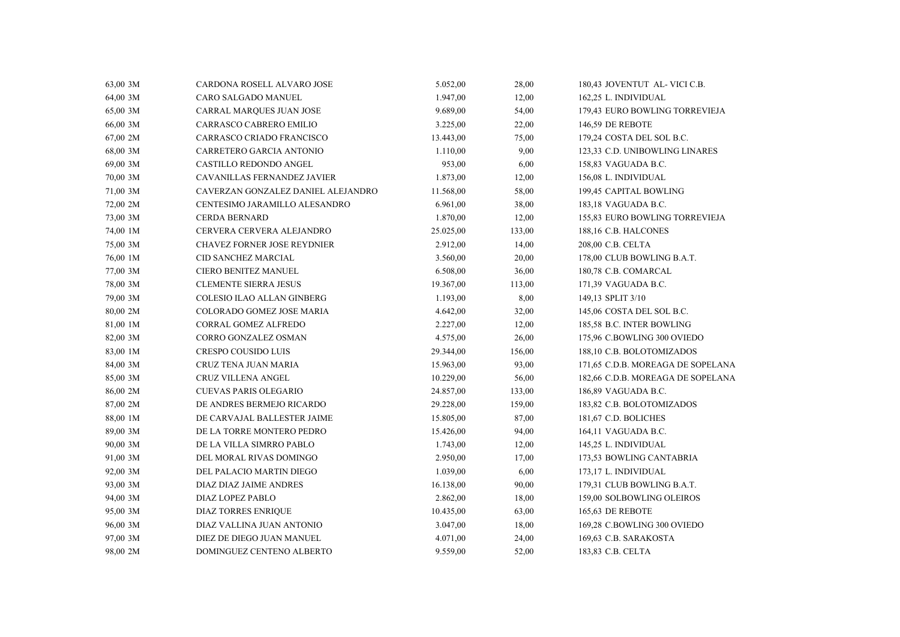| | | | | | |
|---|---|---|---|---|---|
| 63,00 3M | CARDONA ROSELL ALVARO JOSE | 5.052,00 | 28,00 | 180,43 | JOVENTUT AL- VICI C.B. |
| 64,00 3M | CARO SALGADO MANUEL | 1.947,00 | 12,00 | 162,25 | L. INDIVIDUAL |
| 65,00 3M | CARRAL MARQUES JUAN JOSE | 9.689,00 | 54,00 | 179,43 | EURO BOWLING TORREVIEJA |
| 66,00 3M | CARRASCO CABRERO EMILIO | 3.225,00 | 22,00 | 146,59 | DE REBOTE |
| 67,00 2M | CARRASCO CRIADO FRANCISCO | 13.443,00 | 75,00 | 179,24 | COSTA DEL SOL B.C. |
| 68,00 3M | CARRETERO GARCIA ANTONIO | 1.110,00 | 9,00 | 123,33 | C.D. UNIBOWLING LINARES |
| 69,00 3M | CASTILLO REDONDO ANGEL | 953,00 | 6,00 | 158,83 | VAGUADA B.C. |
| 70,00 3M | CAVANILLAS FERNANDEZ JAVIER | 1.873,00 | 12,00 | 156,08 | L. INDIVIDUAL |
| 71,00 3M | CAVERZAN GONZALEZ DANIEL ALEJANDRO | 11.568,00 | 58,00 | 199,45 | CAPITAL BOWLING |
| 72,00 2M | CENTESIMO JARAMILLO ALESANDRO | 6.961,00 | 38,00 | 183,18 | VAGUADA B.C. |
| 73,00 3M | CERDA BERNARD | 1.870,00 | 12,00 | 155,83 | EURO BOWLING TORREVIEJA |
| 74,00 1M | CERVERA CERVERA ALEJANDRO | 25.025,00 | 133,00 | 188,16 | C.B. HALCONES |
| 75,00 3M | CHAVEZ FORNER JOSE REYDNIER | 2.912,00 | 14,00 | 208,00 | C.B. CELTA |
| 76,00 1M | CID SANCHEZ MARCIAL | 3.560,00 | 20,00 | 178,00 | CLUB BOWLING B.A.T. |
| 77,00 3M | CIERO BENITEZ MANUEL | 6.508,00 | 36,00 | 180,78 | C.B. COMARCAL |
| 78,00 3M | CLEMENTE SIERRA JESUS | 19.367,00 | 113,00 | 171,39 | VAGUADA B.C. |
| 79,00 3M | COLESIO ILAO ALLAN GINBERG | 1.193,00 | 8,00 | 149,13 | SPLIT 3/10 |
| 80,00 2M | COLORADO GOMEZ JOSE MARIA | 4.642,00 | 32,00 | 145,06 | COSTA DEL SOL B.C. |
| 81,00 1M | CORRAL GOMEZ ALFREDO | 2.227,00 | 12,00 | 185,58 | B.C. INTER BOWLING |
| 82,00 3M | CORRO GONZALEZ OSMAN | 4.575,00 | 26,00 | 175,96 | C.BOWLING 300 OVIEDO |
| 83,00 1M | CRESPO COUSIDO LUIS | 29.344,00 | 156,00 | 188,10 | C.B. BOLOTOMIZADOS |
| 84,00 3M | CRUZ TENA JUAN MARIA | 15.963,00 | 93,00 | 171,65 | C.D.B. MOREAGA DE SOPELANA |
| 85,00 3M | CRUZ VILLENA ANGEL | 10.229,00 | 56,00 | 182,66 | C.D.B. MOREAGA DE SOPELANA |
| 86,00 2M | CUEVAS PARIS OLEGARIO | 24.857,00 | 133,00 | 186,89 | VAGUADA B.C. |
| 87,00 2M | DE ANDRES BERMEJO RICARDO | 29.228,00 | 159,00 | 183,82 | C.B. BOLOTOMIZADOS |
| 88,00 1M | DE CARVAJAL BALLESTER JAIME | 15.805,00 | 87,00 | 181,67 | C.D. BOLICHES |
| 89,00 3M | DE LA TORRE MONTERO PEDRO | 15.426,00 | 94,00 | 164,11 | VAGUADA B.C. |
| 90,00 3M | DE LA VILLA SIMRRO PABLO | 1.743,00 | 12,00 | 145,25 | L. INDIVIDUAL |
| 91,00 3M | DEL MORAL RIVAS DOMINGO | 2.950,00 | 17,00 | 173,53 | BOWLING CANTABRIA |
| 92,00 3M | DEL PALACIO MARTIN DIEGO | 1.039,00 | 6,00 | 173,17 | L. INDIVIDUAL |
| 93,00 3M | DIAZ DIAZ JAIME ANDRES | 16.138,00 | 90,00 | 179,31 | CLUB BOWLING B.A.T. |
| 94,00 3M | DIAZ LOPEZ PABLO | 2.862,00 | 18,00 | 159,00 | SOLBOWLING OLEIROS |
| 95,00 3M | DIAZ TORRES ENRIQUE | 10.435,00 | 63,00 | 165,63 | DE REBOTE |
| 96,00 3M | DIAZ VALLINA JUAN ANTONIO | 3.047,00 | 18,00 | 169,28 | C.BOWLING 300 OVIEDO |
| 97,00 3M | DIEZ DE DIEGO JUAN MANUEL | 4.071,00 | 24,00 | 169,63 | C.B. SARAKOSTA |
| 98,00 2M | DOMINGUEZ CENTENO ALBERTO | 9.559,00 | 52,00 | 183,83 | C.B. CELTA |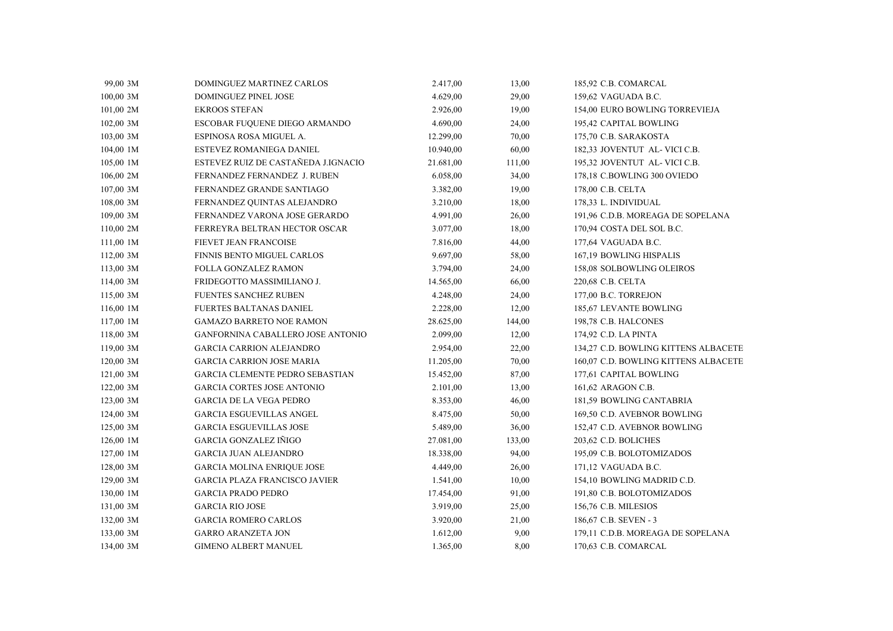| | | | | | | |
|---|---|---|---|---|---|---|
| 99,00 | 3M | DOMINGUEZ MARTINEZ CARLOS | 2.417,00 | 13,00 | 185,92 | C.B. COMARCAL |
| 100,00 | 3M | DOMINGUEZ PINEL JOSE | 4.629,00 | 29,00 | 159,62 | VAGUADA B.C. |
| 101,00 | 2M | EKROOS STEFAN | 2.926,00 | 19,00 | 154,00 | EURO BOWLING TORREVIEJA |
| 102,00 | 3M | ESCOBAR FUQUENE DIEGO ARMANDO | 4.690,00 | 24,00 | 195,42 | CAPITAL BOWLING |
| 103,00 | 3M | ESPINOSA ROSA MIGUEL A. | 12.299,00 | 70,00 | 175,70 | C.B. SARAKOSTA |
| 104,00 | 1M | ESTEVEZ ROMANIEGA DANIEL | 10.940,00 | 60,00 | 182,33 | JOVENTUT AL- VICI C.B. |
| 105,00 | 1M | ESTEVEZ RUIZ DE CASTAÑEDA J.IGNACIO | 21.681,00 | 111,00 | 195,32 | JOVENTUT AL- VICI C.B. |
| 106,00 | 2M | FERNANDEZ FERNANDEZ J. RUBEN | 6.058,00 | 34,00 | 178,18 | C.BOWLING 300 OVIEDO |
| 107,00 | 3M | FERNANDEZ GRANDE SANTIAGO | 3.382,00 | 19,00 | 178,00 | C.B. CELTA |
| 108,00 | 3M | FERNANDEZ QUINTAS ALEJANDRO | 3.210,00 | 18,00 | 178,33 | L. INDIVIDUAL |
| 109,00 | 3M | FERNANDEZ VARONA JOSE GERARDO | 4.991,00 | 26,00 | 191,96 | C.D.B. MOREAGA DE SOPELANA |
| 110,00 | 2M | FERREYRA BELTRAN HECTOR OSCAR | 3.077,00 | 18,00 | 170,94 | COSTA DEL SOL B.C. |
| 111,00 | 1M | FIEVET JEAN FRANCOISE | 7.816,00 | 44,00 | 177,64 | VAGUADA B.C. |
| 112,00 | 3M | FINNIS BENTO MIGUEL CARLOS | 9.697,00 | 58,00 | 167,19 | BOWLING HISPALIS |
| 113,00 | 3M | FOLLA GONZALEZ RAMON | 3.794,00 | 24,00 | 158,08 | SOLBOWLING OLEIROS |
| 114,00 | 3M | FRIDEGOTTO MASSIMILIANO J. | 14.565,00 | 66,00 | 220,68 | C.B. CELTA |
| 115,00 | 3M | FUENTES SANCHEZ RUBEN | 4.248,00 | 24,00 | 177,00 | B.C. TORREJON |
| 116,00 | 1M | FUERTES BALTANAS DANIEL | 2.228,00 | 12,00 | 185,67 | LEVANTE BOWLING |
| 117,00 | 1M | GAMAZO BARRETO NOE RAMON | 28.625,00 | 144,00 | 198,78 | C.B. HALCONES |
| 118,00 | 3M | GANFORNINA CABALLERO JOSE ANTONIO | 2.099,00 | 12,00 | 174,92 | C.D. LA PINTA |
| 119,00 | 3M | GARCIA CARRION ALEJANDRO | 2.954,00 | 22,00 | 134,27 | C.D. BOWLING KITTENS ALBACETE |
| 120,00 | 3M | GARCIA CARRION JOSE MARIA | 11.205,00 | 70,00 | 160,07 | C.D. BOWLING KITTENS ALBACETE |
| 121,00 | 3M | GARCIA CLEMENTE PEDRO SEBASTIAN | 15.452,00 | 87,00 | 177,61 | CAPITAL BOWLING |
| 122,00 | 3M | GARCIA CORTES JOSE ANTONIO | 2.101,00 | 13,00 | 161,62 | ARAGON C.B. |
| 123,00 | 3M | GARCIA DE LA VEGA PEDRO | 8.353,00 | 46,00 | 181,59 | BOWLING CANTABRIA |
| 124,00 | 3M | GARCIA ESGUEVILLAS ANGEL | 8.475,00 | 50,00 | 169,50 | C.D. AVEBNOR BOWLING |
| 125,00 | 3M | GARCIA ESGUEVILLAS JOSE | 5.489,00 | 36,00 | 152,47 | C.D. AVEBNOR BOWLING |
| 126,00 | 1M | GARCIA GONZALEZ IÑIGO | 27.081,00 | 133,00 | 203,62 | C.D. BOLICHES |
| 127,00 | 1M | GARCIA JUAN ALEJANDRO | 18.338,00 | 94,00 | 195,09 | C.B. BOLOTOMIZADOS |
| 128,00 | 3M | GARCIA MOLINA ENRIQUE JOSE | 4.449,00 | 26,00 | 171,12 | VAGUADA B.C. |
| 129,00 | 3M | GARCIA PLAZA FRANCISCO JAVIER | 1.541,00 | 10,00 | 154,10 | BOWLING MADRID C.D. |
| 130,00 | 1M | GARCIA PRADO PEDRO | 17.454,00 | 91,00 | 191,80 | C.B. BOLOTOMIZADOS |
| 131,00 | 3M | GARCIA RIO JOSE | 3.919,00 | 25,00 | 156,76 | C.B. MILESIOS |
| 132,00 | 3M | GARCIA ROMERO CARLOS | 3.920,00 | 21,00 | 186,67 | C.B. SEVEN - 3 |
| 133,00 | 3M | GARRO ARANZETA JON | 1.612,00 | 9,00 | 179,11 | C.D.B. MOREAGA DE SOPELANA |
| 134,00 | 3M | GIMENO ALBERT MANUEL | 1.365,00 | 8,00 | 170,63 | C.B. COMARCAL |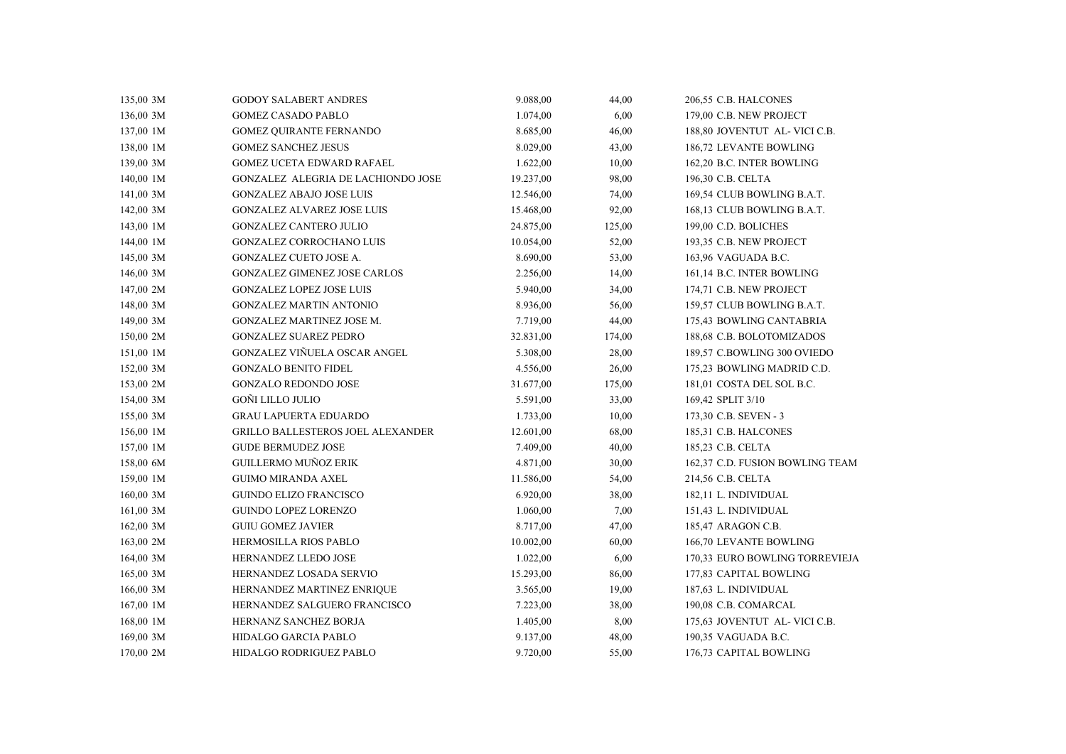| | | | | | |
|---|---|---|---|---|---|
| 135,00 3M | GODOY SALABERT ANDRES | 9.088,00 | 44,00 | 206,55 | C.B. HALCONES |
| 136,00 3M | GOMEZ CASADO PABLO | 1.074,00 | 6,00 | 179,00 | C.B. NEW PROJECT |
| 137,00 1M | GOMEZ QUIRANTE FERNANDO | 8.685,00 | 46,00 | 188,80 | JOVENTUT AL- VICI C.B. |
| 138,00 1M | GOMEZ SANCHEZ JESUS | 8.029,00 | 43,00 | 186,72 | LEVANTE BOWLING |
| 139,00 3M | GOMEZ UCETA EDWARD RAFAEL | 1.622,00 | 10,00 | 162,20 | B.C. INTER BOWLING |
| 140,00 1M | GONZALEZ ALEGRIA DE LACHIONDO JOSE | 19.237,00 | 98,00 | 196,30 | C.B. CELTA |
| 141,00 3M | GONZALEZ ABAJO JOSE LUIS | 12.546,00 | 74,00 | 169,54 | CLUB BOWLING B.A.T. |
| 142,00 3M | GONZALEZ ALVAREZ JOSE LUIS | 15.468,00 | 92,00 | 168,13 | CLUB BOWLING B.A.T. |
| 143,00 1M | GONZALEZ CANTERO JULIO | 24.875,00 | 125,00 | 199,00 | C.D. BOLICHES |
| 144,00 1M | GONZALEZ CORROCHANO LUIS | 10.054,00 | 52,00 | 193,35 | C.B. NEW PROJECT |
| 145,00 3M | GONZALEZ CUETO JOSE A. | 8.690,00 | 53,00 | 163,96 | VAGUADA B.C. |
| 146,00 3M | GONZALEZ GIMENEZ JOSE CARLOS | 2.256,00 | 14,00 | 161,14 | B.C. INTER BOWLING |
| 147,00 2M | GONZALEZ LOPEZ JOSE LUIS | 5.940,00 | 34,00 | 174,71 | C.B. NEW PROJECT |
| 148,00 3M | GONZALEZ MARTIN ANTONIO | 8.936,00 | 56,00 | 159,57 | CLUB BOWLING B.A.T. |
| 149,00 3M | GONZALEZ MARTINEZ JOSE M. | 7.719,00 | 44,00 | 175,43 | BOWLING CANTABRIA |
| 150,00 2M | GONZALEZ SUAREZ PEDRO | 32.831,00 | 174,00 | 188,68 | C.B. BOLOTOMIZADOS |
| 151,00 1M | GONZALEZ VIÑUELA OSCAR ANGEL | 5.308,00 | 28,00 | 189,57 | C.BOWLING 300 OVIEDO |
| 152,00 3M | GONZALO BENITO FIDEL | 4.556,00 | 26,00 | 175,23 | BOWLING MADRID C.D. |
| 153,00 2M | GONZALO REDONDO JOSE | 31.677,00 | 175,00 | 181,01 | COSTA DEL SOL B.C. |
| 154,00 3M | GOÑI LILLO JULIO | 5.591,00 | 33,00 | 169,42 | SPLIT 3/10 |
| 155,00 3M | GRAU LAPUERTA EDUARDO | 1.733,00 | 10,00 | 173,30 | C.B. SEVEN - 3 |
| 156,00 1M | GRILLO BALLESTEROS JOEL ALEXANDER | 12.601,00 | 68,00 | 185,31 | C.B. HALCONES |
| 157,00 1M | GUDE BERMUDEZ JOSE | 7.409,00 | 40,00 | 185,23 | C.B. CELTA |
| 158,00 6M | GUILLERMO MUÑOZ ERIK | 4.871,00 | 30,00 | 162,37 | C.D. FUSION BOWLING TEAM |
| 159,00 1M | GUIMO MIRANDA AXEL | 11.586,00 | 54,00 | 214,56 | C.B. CELTA |
| 160,00 3M | GUINDO ELIZO FRANCISCO | 6.920,00 | 38,00 | 182,11 | L. INDIVIDUAL |
| 161,00 3M | GUINDO LOPEZ LORENZO | 1.060,00 | 7,00 | 151,43 | L. INDIVIDUAL |
| 162,00 3M | GUIU GOMEZ JAVIER | 8.717,00 | 47,00 | 185,47 | ARAGON C.B. |
| 163,00 2M | HERMOSILLA RIOS PABLO | 10.002,00 | 60,00 | 166,70 | LEVANTE BOWLING |
| 164,00 3M | HERNANDEZ LLEDO JOSE | 1.022,00 | 6,00 | 170,33 | EURO BOWLING TORREVIEJA |
| 165,00 3M | HERNANDEZ LOSADA SERVIO | 15.293,00 | 86,00 | 177,83 | CAPITAL BOWLING |
| 166,00 3M | HERNANDEZ MARTINEZ ENRIQUE | 3.565,00 | 19,00 | 187,63 | L. INDIVIDUAL |
| 167,00 1M | HERNANDEZ SALGUERO FRANCISCO | 7.223,00 | 38,00 | 190,08 | C.B. COMARCAL |
| 168,00 1M | HERNANZ SANCHEZ BORJA | 1.405,00 | 8,00 | 175,63 | JOVENTUT AL- VICI C.B. |
| 169,00 3M | HIDALGO GARCIA PABLO | 9.137,00 | 48,00 | 190,35 | VAGUADA B.C. |
| 170,00 2M | HIDALGO RODRIGUEZ PABLO | 9.720,00 | 55,00 | 176,73 | CAPITAL BOWLING |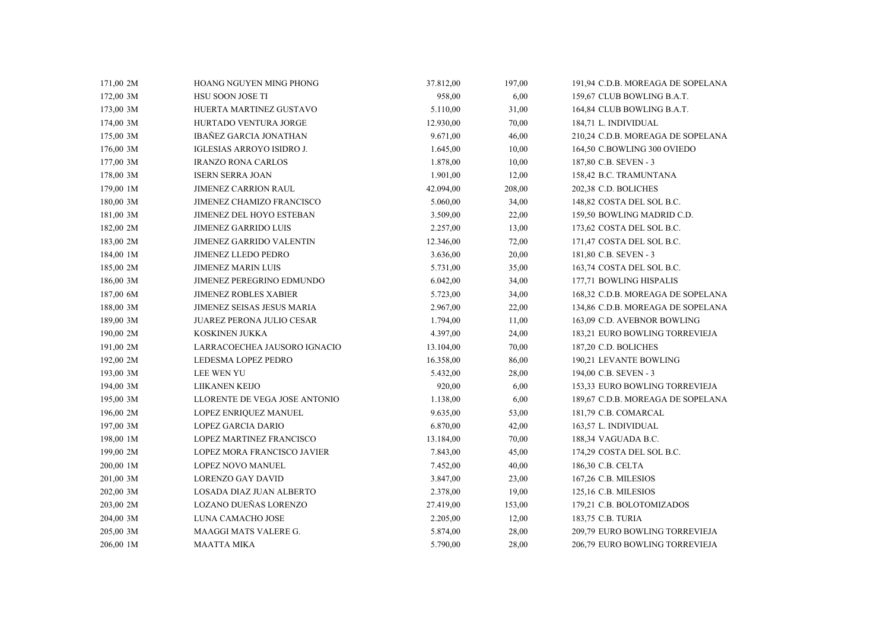| | | | | | |
|---|---|---|---|---|---|
| 171,00 2M | HOANG NGUYEN MING PHONG | 37.812,00 | 197,00 | 191,94 | C.D.B. MOREAGA DE SOPELANA |
| 172,00 3M | HSU SOON JOSE TI | 958,00 | 6,00 | 159,67 | CLUB BOWLING B.A.T. |
| 173,00 3M | HUERTA MARTINEZ GUSTAVO | 5.110,00 | 31,00 | 164,84 | CLUB BOWLING B.A.T. |
| 174,00 3M | HURTADO VENTURA JORGE | 12.930,00 | 70,00 | 184,71 | L. INDIVIDUAL |
| 175,00 3M | IBAÑEZ GARCIA JONATHAN | 9.671,00 | 46,00 | 210,24 | C.D.B. MOREAGA DE SOPELANA |
| 176,00 3M | IGLESIAS ARROYO ISIDRO J. | 1.645,00 | 10,00 | 164,50 | C.BOWLING 300 OVIEDO |
| 177,00 3M | IRANZO RONA CARLOS | 1.878,00 | 10,00 | 187,80 | C.B. SEVEN - 3 |
| 178,00 3M | ISERN SERRA JOAN | 1.901,00 | 12,00 | 158,42 | B.C. TRAMUNTANA |
| 179,00 1M | JIMENEZ CARRION RAUL | 42.094,00 | 208,00 | 202,38 | C.D. BOLICHES |
| 180,00 3M | JIMENEZ CHAMIZO FRANCISCO | 5.060,00 | 34,00 | 148,82 | COSTA DEL SOL B.C. |
| 181,00 3M | JIMENEZ DEL HOYO ESTEBAN | 3.509,00 | 22,00 | 159,50 | BOWLING MADRID C.D. |
| 182,00 2M | JIMENEZ GARRIDO LUIS | 2.257,00 | 13,00 | 173,62 | COSTA DEL SOL B.C. |
| 183,00 2M | JIMENEZ GARRIDO VALENTIN | 12.346,00 | 72,00 | 171,47 | COSTA DEL SOL B.C. |
| 184,00 1M | JIMENEZ LLEDO PEDRO | 3.636,00 | 20,00 | 181,80 | C.B. SEVEN - 3 |
| 185,00 2M | JIMENEZ MARIN LUIS | 5.731,00 | 35,00 | 163,74 | COSTA DEL SOL B.C. |
| 186,00 3M | JIMENEZ PEREGRINO EDMUNDO | 6.042,00 | 34,00 | 177,71 | BOWLING HISPALIS |
| 187,00 6M | JIMENEZ ROBLES XABIER | 5.723,00 | 34,00 | 168,32 | C.D.B. MOREAGA DE SOPELANA |
| 188,00 3M | JIMENEZ SEISAS JESUS MARIA | 2.967,00 | 22,00 | 134,86 | C.D.B. MOREAGA DE SOPELANA |
| 189,00 3M | JUAREZ PERONA JULIO CESAR | 1.794,00 | 11,00 | 163,09 | C.D. AVEBNOR BOWLING |
| 190,00 2M | KOSKINEN JUKKA | 4.397,00 | 24,00 | 183,21 | EURO BOWLING TORREVIEJA |
| 191,00 2M | LARRACOECHEA JAUSORO IGNACIO | 13.104,00 | 70,00 | 187,20 | C.D. BOLICHES |
| 192,00 2M | LEDESMA LOPEZ PEDRO | 16.358,00 | 86,00 | 190,21 | LEVANTE BOWLING |
| 193,00 3M | LEE WEN YU | 5.432,00 | 28,00 | 194,00 | C.B. SEVEN - 3 |
| 194,00 3M | LIIKANEN KEIJO | 920,00 | 6,00 | 153,33 | EURO BOWLING TORREVIEJA |
| 195,00 3M | LLORENTE DE VEGA JOSE ANTONIO | 1.138,00 | 6,00 | 189,67 | C.D.B. MOREAGA DE SOPELANA |
| 196,00 2M | LOPEZ ENRIQUEZ MANUEL | 9.635,00 | 53,00 | 181,79 | C.B. COMARCAL |
| 197,00 3M | LOPEZ GARCIA DARIO | 6.870,00 | 42,00 | 163,57 | L. INDIVIDUAL |
| 198,00 1M | LOPEZ MARTINEZ FRANCISCO | 13.184,00 | 70,00 | 188,34 | VAGUADA B.C. |
| 199,00 2M | LOPEZ MORA FRANCISCO JAVIER | 7.843,00 | 45,00 | 174,29 | COSTA DEL SOL B.C. |
| 200,00 1M | LOPEZ NOVO MANUEL | 7.452,00 | 40,00 | 186,30 | C.B. CELTA |
| 201,00 3M | LORENZO GAY DAVID | 3.847,00 | 23,00 | 167,26 | C.B. MILESIOS |
| 202,00 3M | LOSADA DIAZ JUAN ALBERTO | 2.378,00 | 19,00 | 125,16 | C.B. MILESIOS |
| 203,00 2M | LOZANO DUEÑAS LORENZO | 27.419,00 | 153,00 | 179,21 | C.B. BOLOTOMIZADOS |
| 204,00 3M | LUNA CAMACHO JOSE | 2.205,00 | 12,00 | 183,75 | C.B. TURIA |
| 205,00 3M | MAAGGI MATS VALERE G. | 5.874,00 | 28,00 | 209,79 | EURO BOWLING TORREVIEJA |
| 206,00 1M | MAATTA MIKA | 5.790,00 | 28,00 | 206,79 | EURO BOWLING TORREVIEJA |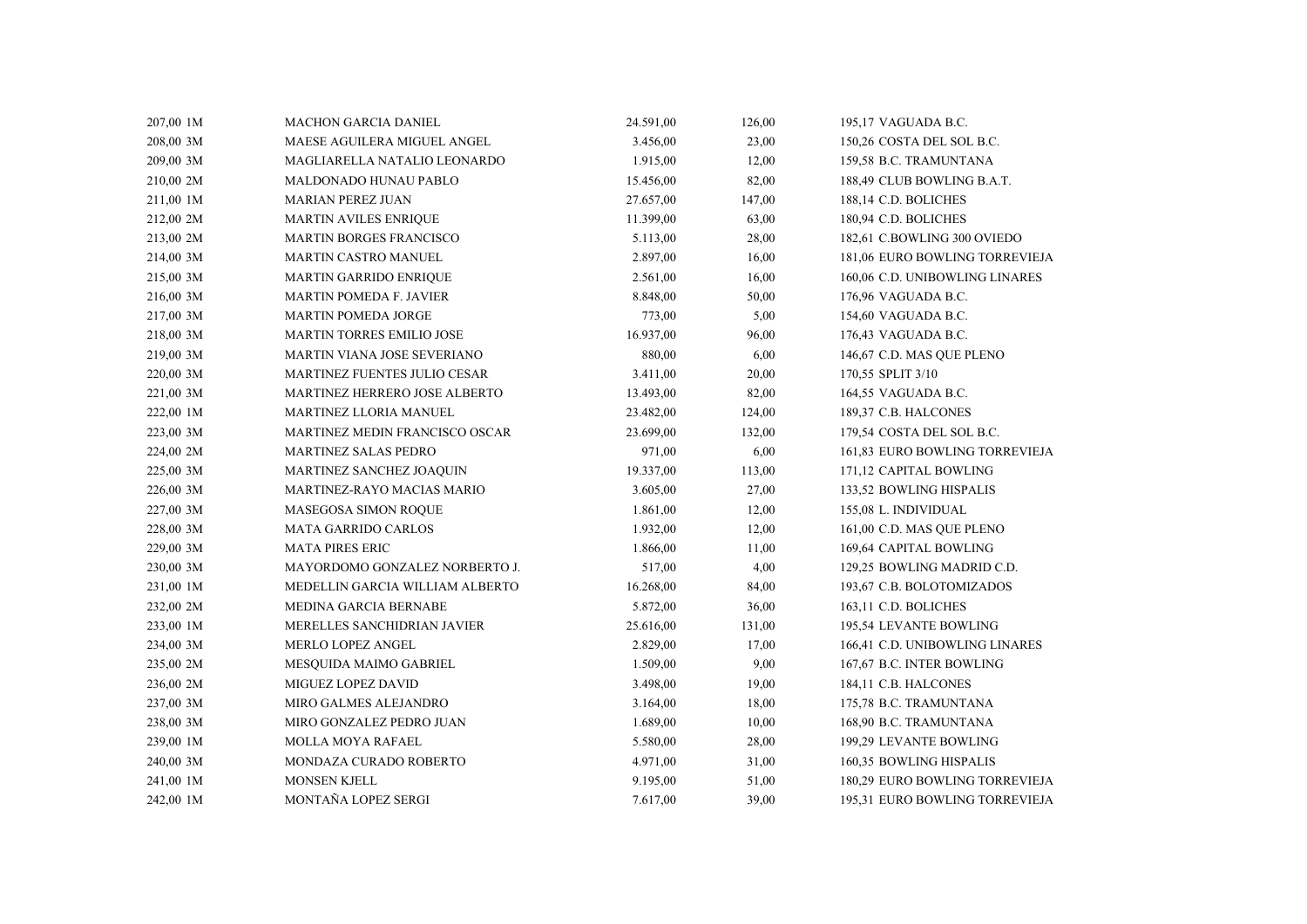| | | | | | |
|---|---|---|---|---|---|
| 207,00 1M | MACHON GARCIA DANIEL | 24.591,00 | 126,00 | 195,17 | VAGUADA B.C. |
| 208,00 3M | MAESE AGUILERA MIGUEL ANGEL | 3.456,00 | 23,00 | 150,26 | COSTA DEL SOL B.C. |
| 209,00 3M | MAGLIARELLA NATALIO LEONARDO | 1.915,00 | 12,00 | 159,58 | B.C. TRAMUNTANA |
| 210,00 2M | MALDONADO HUNAU PABLO | 15.456,00 | 82,00 | 188,49 | CLUB BOWLING B.A.T. |
| 211,00 1M | MARIAN PEREZ JUAN | 27.657,00 | 147,00 | 188,14 | C.D. BOLICHES |
| 212,00 2M | MARTIN AVILES ENRIQUE | 11.399,00 | 63,00 | 180,94 | C.D. BOLICHES |
| 213,00 2M | MARTIN BORGES FRANCISCO | 5.113,00 | 28,00 | 182,61 | C.BOWLING 300 OVIEDO |
| 214,00 3M | MARTIN CASTRO MANUEL | 2.897,00 | 16,00 | 181,06 | EURO BOWLING TORREVIEJA |
| 215,00 3M | MARTIN GARRIDO ENRIQUE | 2.561,00 | 16,00 | 160,06 | C.D. UNIBOWLING LINARES |
| 216,00 3M | MARTIN POMEDA F. JAVIER | 8.848,00 | 50,00 | 176,96 | VAGUADA B.C. |
| 217,00 3M | MARTIN POMEDA JORGE | 773,00 | 5,00 | 154,60 | VAGUADA B.C. |
| 218,00 3M | MARTIN TORRES EMILIO JOSE | 16.937,00 | 96,00 | 176,43 | VAGUADA B.C. |
| 219,00 3M | MARTIN VIANA JOSE SEVERIANO | 880,00 | 6,00 | 146,67 | C.D. MAS QUE PLENO |
| 220,00 3M | MARTINEZ FUENTES JULIO CESAR | 3.411,00 | 20,00 | 170,55 | SPLIT 3/10 |
| 221,00 3M | MARTINEZ HERRERO JOSE ALBERTO | 13.493,00 | 82,00 | 164,55 | VAGUADA B.C. |
| 222,00 1M | MARTINEZ LLORIA MANUEL | 23.482,00 | 124,00 | 189,37 | C.B. HALCONES |
| 223,00 3M | MARTINEZ MEDIN FRANCISCO OSCAR | 23.699,00 | 132,00 | 179,54 | COSTA DEL SOL B.C. |
| 224,00 2M | MARTINEZ SALAS PEDRO | 971,00 | 6,00 | 161,83 | EURO BOWLING TORREVIEJA |
| 225,00 3M | MARTINEZ SANCHEZ JOAQUIN | 19.337,00 | 113,00 | 171,12 | CAPITAL BOWLING |
| 226,00 3M | MARTINEZ-RAYO MACIAS MARIO | 3.605,00 | 27,00 | 133,52 | BOWLING HISPALIS |
| 227,00 3M | MASEGOSA SIMON ROQUE | 1.861,00 | 12,00 | 155,08 | L. INDIVIDUAL |
| 228,00 3M | MATA GARRIDO CARLOS | 1.932,00 | 12,00 | 161,00 | C.D. MAS QUE PLENO |
| 229,00 3M | MATA PIRES ERIC | 1.866,00 | 11,00 | 169,64 | CAPITAL BOWLING |
| 230,00 3M | MAYORDOMO GONZALEZ NORBERTO J. | 517,00 | 4,00 | 129,25 | BOWLING MADRID C.D. |
| 231,00 1M | MEDELLIN GARCIA WILLIAM ALBERTO | 16.268,00 | 84,00 | 193,67 | C.B. BOLOTOMIZADOS |
| 232,00 2M | MEDINA GARCIA BERNABE | 5.872,00 | 36,00 | 163,11 | C.D. BOLICHES |
| 233,00 1M | MERELLES SANCHIDRIAN JAVIER | 25.616,00 | 131,00 | 195,54 | LEVANTE BOWLING |
| 234,00 3M | MERLO LOPEZ ANGEL | 2.829,00 | 17,00 | 166,41 | C.D. UNIBOWLING LINARES |
| 235,00 2M | MESQUIDA MAIMO GABRIEL | 1.509,00 | 9,00 | 167,67 | B.C. INTER BOWLING |
| 236,00 2M | MIGUEZ LOPEZ DAVID | 3.498,00 | 19,00 | 184,11 | C.B. HALCONES |
| 237,00 3M | MIRO GALMES ALEJANDRO | 3.164,00 | 18,00 | 175,78 | B.C. TRAMUNTANA |
| 238,00 3M | MIRO GONZALEZ PEDRO JUAN | 1.689,00 | 10,00 | 168,90 | B.C. TRAMUNTANA |
| 239,00 1M | MOLLA MOYA RAFAEL | 5.580,00 | 28,00 | 199,29 | LEVANTE BOWLING |
| 240,00 3M | MONDAZA CURADO ROBERTO | 4.971,00 | 31,00 | 160,35 | BOWLING HISPALIS |
| 241,00 1M | MONSEN KJELL | 9.195,00 | 51,00 | 180,29 | EURO BOWLING TORREVIEJA |
| 242,00 1M | MONTAÑA LOPEZ SERGI | 7.617,00 | 39,00 | 195,31 | EURO BOWLING TORREVIEJA |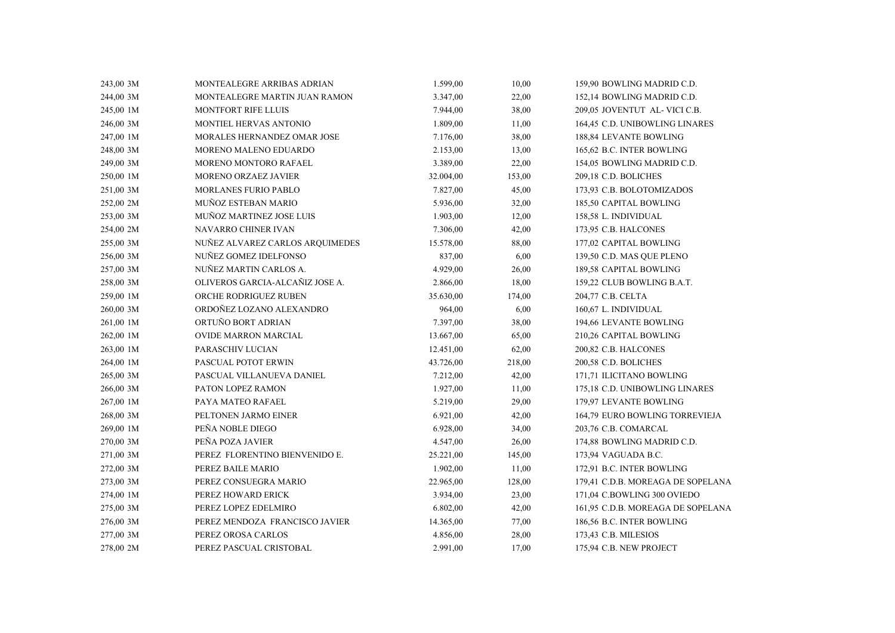| | | | | | |
|---|---|---|---|---|---|
| 243,00 3M | MONTEALEGRE ARRIBAS ADRIAN | 1.599,00 | 10,00 | 159,90 | BOWLING MADRID C.D. |
| 244,00 3M | MONTEALEGRE MARTIN JUAN RAMON | 3.347,00 | 22,00 | 152,14 | BOWLING MADRID C.D. |
| 245,00 1M | MONTFORT RIFE LLUIS | 7.944,00 | 38,00 | 209,05 | JOVENTUT AL- VICI C.B. |
| 246,00 3M | MONTIEL HERVAS ANTONIO | 1.809,00 | 11,00 | 164,45 | C.D. UNIBOWLING LINARES |
| 247,00 1M | MORALES HERNANDEZ OMAR JOSE | 7.176,00 | 38,00 | 188,84 | LEVANTE BOWLING |
| 248,00 3M | MORENO MALENO EDUARDO | 2.153,00 | 13,00 | 165,62 | B.C. INTER BOWLING |
| 249,00 3M | MORENO MONTORO RAFAEL | 3.389,00 | 22,00 | 154,05 | BOWLING MADRID C.D. |
| 250,00 1M | MORENO ORZAEZ JAVIER | 32.004,00 | 153,00 | 209,18 | C.D. BOLICHES |
| 251,00 3M | MORLANES FURIO PABLO | 7.827,00 | 45,00 | 173,93 | C.B. BOLOTOMIZADOS |
| 252,00 2M | MUÑOZ ESTEBAN MARIO | 5.936,00 | 32,00 | 185,50 | CAPITAL BOWLING |
| 253,00 3M | MUÑOZ MARTINEZ JOSE LUIS | 1.903,00 | 12,00 | 158,58 | L. INDIVIDUAL |
| 254,00 2M | NAVARRO CHINER IVAN | 7.306,00 | 42,00 | 173,95 | C.B. HALCONES |
| 255,00 3M | NUÑEZ ALVAREZ CARLOS ARQUIMEDES | 15.578,00 | 88,00 | 177,02 | CAPITAL BOWLING |
| 256,00 3M | NUÑEZ GOMEZ IDELFONSO | 837,00 | 6,00 | 139,50 | C.D. MAS QUE PLENO |
| 257,00 3M | NUÑEZ MARTIN CARLOS A. | 4.929,00 | 26,00 | 189,58 | CAPITAL BOWLING |
| 258,00 3M | OLIVEROS GARCIA-ALCAÑIZ JOSE A. | 2.866,00 | 18,00 | 159,22 | CLUB BOWLING B.A.T. |
| 259,00 1M | ORCHE RODRIGUEZ RUBEN | 35.630,00 | 174,00 | 204,77 | C.B. CELTA |
| 260,00 3M | ORDOÑEZ LOZANO ALEXANDRO | 964,00 | 6,00 | 160,67 | L. INDIVIDUAL |
| 261,00 1M | ORTUÑO BORT ADRIAN | 7.397,00 | 38,00 | 194,66 | LEVANTE BOWLING |
| 262,00 1M | OVIDE MARRON MARCIAL | 13.667,00 | 65,00 | 210,26 | CAPITAL BOWLING |
| 263,00 1M | PARASCHIV LUCIAN | 12.451,00 | 62,00 | 200,82 | C.B. HALCONES |
| 264,00 1M | PASCUAL POTOT ERWIN | 43.726,00 | 218,00 | 200,58 | C.D. BOLICHES |
| 265,00 3M | PASCUAL VILLANUEVA DANIEL | 7.212,00 | 42,00 | 171,71 | ILICITANO BOWLING |
| 266,00 3M | PATON LOPEZ RAMON | 1.927,00 | 11,00 | 175,18 | C.D. UNIBOWLING LINARES |
| 267,00 1M | PAYA MATEO RAFAEL | 5.219,00 | 29,00 | 179,97 | LEVANTE BOWLING |
| 268,00 3M | PELTONEN JARMO EINER | 6.921,00 | 42,00 | 164,79 | EURO BOWLING TORREVIEJA |
| 269,00 1M | PEÑA NOBLE DIEGO | 6.928,00 | 34,00 | 203,76 | C.B. COMARCAL |
| 270,00 3M | PEÑA POZA JAVIER | 4.547,00 | 26,00 | 174,88 | BOWLING MADRID C.D. |
| 271,00 3M | PEREZ FLORENTINO BIENVENIDO E. | 25.221,00 | 145,00 | 173,94 | VAGUADA B.C. |
| 272,00 3M | PEREZ BAILE MARIO | 1.902,00 | 11,00 | 172,91 | B.C. INTER BOWLING |
| 273,00 3M | PEREZ CONSUEGRA MARIO | 22.965,00 | 128,00 | 179,41 | C.D.B. MOREAGA DE SOPELANA |
| 274,00 1M | PEREZ HOWARD ERICK | 3.934,00 | 23,00 | 171,04 | C.BOWLING 300 OVIEDO |
| 275,00 3M | PEREZ LOPEZ EDELMIRO | 6.802,00 | 42,00 | 161,95 | C.D.B. MOREAGA DE SOPELANA |
| 276,00 3M | PEREZ MENDOZA FRANCISCO JAVIER | 14.365,00 | 77,00 | 186,56 | B.C. INTER BOWLING |
| 277,00 3M | PEREZ OROSA CARLOS | 4.856,00 | 28,00 | 173,43 | C.B. MILESIOS |
| 278,00 2M | PEREZ PASCUAL CRISTOBAL | 2.991,00 | 17,00 | 175,94 | C.B. NEW PROJECT |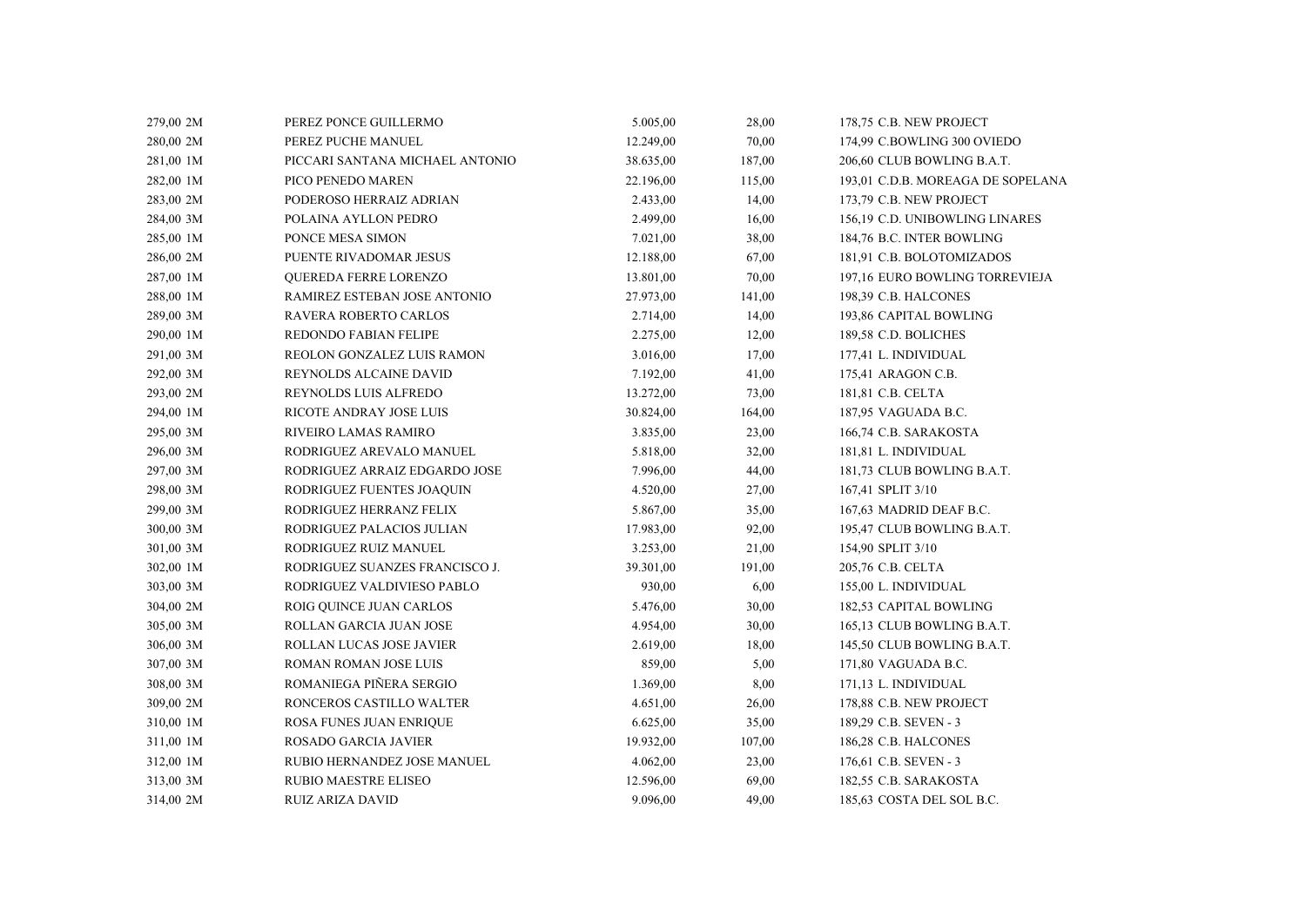| | | | | | |
|---|---|---|---|---|---|
| 279,00 | 2M | PEREZ PONCE GUILLERMO | 5.005,00 | 28,00 | 178,75 C.B. NEW PROJECT |
| 280,00 | 2M | PEREZ PUCHE MANUEL | 12.249,00 | 70,00 | 174,99 C.BOWLING 300 OVIEDO |
| 281,00 | 1M | PICCARI SANTANA MICHAEL ANTONIO | 38.635,00 | 187,00 | 206,60 CLUB BOWLING B.A.T. |
| 282,00 | 1M | PICO PENEDO MAREN | 22.196,00 | 115,00 | 193,01 C.D.B. MOREAGA DE SOPELANA |
| 283,00 | 2M | PODEROSO HERRAIZ ADRIAN | 2.433,00 | 14,00 | 173,79 C.B. NEW PROJECT |
| 284,00 | 3M | POLAINA AYLLON PEDRO | 2.499,00 | 16,00 | 156,19 C.D. UNIBOWLING LINARES |
| 285,00 | 1M | PONCE MESA SIMON | 7.021,00 | 38,00 | 184,76 B.C. INTER BOWLING |
| 286,00 | 2M | PUENTE RIVADOMAR JESUS | 12.188,00 | 67,00 | 181,91 C.B. BOLOTOMIZADOS |
| 287,00 | 1M | QUEREDA FERRE LORENZO | 13.801,00 | 70,00 | 197,16 EURO BOWLING TORREVIEJA |
| 288,00 | 1M | RAMIREZ ESTEBAN JOSE ANTONIO | 27.973,00 | 141,00 | 198,39 C.B. HALCONES |
| 289,00 | 3M | RAVERA ROBERTO CARLOS | 2.714,00 | 14,00 | 193,86 CAPITAL BOWLING |
| 290,00 | 1M | REDONDO FABIAN FELIPE | 2.275,00 | 12,00 | 189,58 C.D. BOLICHES |
| 291,00 | 3M | REOLON GONZALEZ LUIS RAMON | 3.016,00 | 17,00 | 177,41 L. INDIVIDUAL |
| 292,00 | 3M | REYNOLDS ALCAINE DAVID | 7.192,00 | 41,00 | 175,41 ARAGON C.B. |
| 293,00 | 2M | REYNOLDS LUIS ALFREDO | 13.272,00 | 73,00 | 181,81 C.B. CELTA |
| 294,00 | 1M | RICOTE ANDRAY JOSE LUIS | 30.824,00 | 164,00 | 187,95 VAGUADA B.C. |
| 295,00 | 3M | RIVEIRO LAMAS RAMIRO | 3.835,00 | 23,00 | 166,74 C.B. SARAKOSTA |
| 296,00 | 3M | RODRIGUEZ AREVALO MANUEL | 5.818,00 | 32,00 | 181,81 L. INDIVIDUAL |
| 297,00 | 3M | RODRIGUEZ ARRAIZ EDGARDO JOSE | 7.996,00 | 44,00 | 181,73 CLUB BOWLING B.A.T. |
| 298,00 | 3M | RODRIGUEZ FUENTES JOAQUIN | 4.520,00 | 27,00 | 167,41 SPLIT 3/10 |
| 299,00 | 3M | RODRIGUEZ HERRANZ FELIX | 5.867,00 | 35,00 | 167,63 MADRID DEAF B.C. |
| 300,00 | 3M | RODRIGUEZ PALACIOS JULIAN | 17.983,00 | 92,00 | 195,47 CLUB BOWLING B.A.T. |
| 301,00 | 3M | RODRIGUEZ RUIZ MANUEL | 3.253,00 | 21,00 | 154,90 SPLIT 3/10 |
| 302,00 | 1M | RODRIGUEZ SUANZES FRANCISCO J. | 39.301,00 | 191,00 | 205,76 C.B. CELTA |
| 303,00 | 3M | RODRIGUEZ VALDIVIESO PABLO | 930,00 | 6,00 | 155,00 L. INDIVIDUAL |
| 304,00 | 2M | ROIG QUINCE JUAN CARLOS | 5.476,00 | 30,00 | 182,53 CAPITAL BOWLING |
| 305,00 | 3M | ROLLAN GARCIA JUAN JOSE | 4.954,00 | 30,00 | 165,13 CLUB BOWLING B.A.T. |
| 306,00 | 3M | ROLLAN LUCAS JOSE JAVIER | 2.619,00 | 18,00 | 145,50 CLUB BOWLING B.A.T. |
| 307,00 | 3M | ROMAN ROMAN JOSE LUIS | 859,00 | 5,00 | 171,80 VAGUADA B.C. |
| 308,00 | 3M | ROMANIEGA PIÑERA SERGIO | 1.369,00 | 8,00 | 171,13 L. INDIVIDUAL |
| 309,00 | 2M | RONCEROS CASTILLO WALTER | 4.651,00 | 26,00 | 178,88 C.B. NEW PROJECT |
| 310,00 | 1M | ROSA FUNES JUAN ENRIQUE | 6.625,00 | 35,00 | 189,29 C.B. SEVEN - 3 |
| 311,00 | 1M | ROSADO GARCIA JAVIER | 19.932,00 | 107,00 | 186,28 C.B. HALCONES |
| 312,00 | 1M | RUBIO HERNANDEZ JOSE MANUEL | 4.062,00 | 23,00 | 176,61 C.B. SEVEN - 3 |
| 313,00 | 3M | RUBIO MAESTRE ELISEO | 12.596,00 | 69,00 | 182,55 C.B. SARAKOSTA |
| 314,00 | 2M | RUIZ ARIZA DAVID | 9.096,00 | 49,00 | 185,63 COSTA DEL SOL B.C. |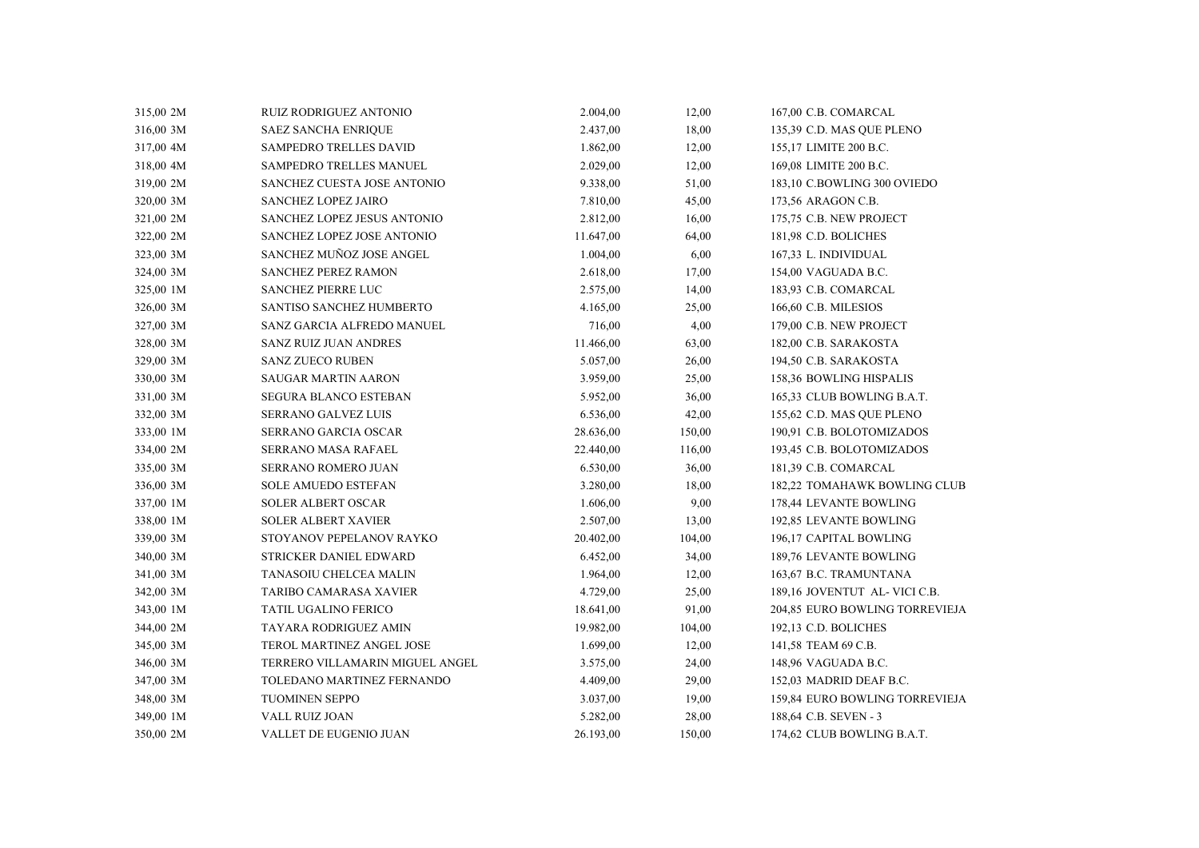| | | | | | |
|---|---|---|---|---|---|
| 315,00 2M | RUIZ RODRIGUEZ ANTONIO | 2.004,00 | 12,00 | 167,00 | C.B. COMARCAL |
| 316,00 3M | SAEZ SANCHA ENRIQUE | 2.437,00 | 18,00 | 135,39 | C.D. MAS QUE PLENO |
| 317,00 4M | SAMPEDRO TRELLES DAVID | 1.862,00 | 12,00 | 155,17 | LIMITE 200 B.C. |
| 318,00 4M | SAMPEDRO TRELLES MANUEL | 2.029,00 | 12,00 | 169,08 | LIMITE 200 B.C. |
| 319,00 2M | SANCHEZ CUESTA JOSE ANTONIO | 9.338,00 | 51,00 | 183,10 | C.BOWLING 300 OVIEDO |
| 320,00 3M | SANCHEZ LOPEZ JAIRO | 7.810,00 | 45,00 | 173,56 | ARAGON C.B. |
| 321,00 2M | SANCHEZ LOPEZ JESUS ANTONIO | 2.812,00 | 16,00 | 175,75 | C.B. NEW PROJECT |
| 322,00 2M | SANCHEZ LOPEZ JOSE ANTONIO | 11.647,00 | 64,00 | 181,98 | C.D. BOLICHES |
| 323,00 3M | SANCHEZ MUÑOZ JOSE ANGEL | 1.004,00 | 6,00 | 167,33 | L. INDIVIDUAL |
| 324,00 3M | SANCHEZ PEREZ RAMON | 2.618,00 | 17,00 | 154,00 | VAGUADA B.C. |
| 325,00 1M | SANCHEZ PIERRE LUC | 2.575,00 | 14,00 | 183,93 | C.B. COMARCAL |
| 326,00 3M | SANTISO SANCHEZ HUMBERTO | 4.165,00 | 25,00 | 166,60 | C.B. MILESIOS |
| 327,00 3M | SANZ GARCIA ALFREDO MANUEL | 716,00 | 4,00 | 179,00 | C.B. NEW PROJECT |
| 328,00 3M | SANZ RUIZ JUAN ANDRES | 11.466,00 | 63,00 | 182,00 | C.B. SARAKOSTA |
| 329,00 3M | SANZ ZUECO RUBEN | 5.057,00 | 26,00 | 194,50 | C.B. SARAKOSTA |
| 330,00 3M | SAUGAR MARTIN AARON | 3.959,00 | 25,00 | 158,36 | BOWLING HISPALIS |
| 331,00 3M | SEGURA BLANCO ESTEBAN | 5.952,00 | 36,00 | 165,33 | CLUB BOWLING B.A.T. |
| 332,00 3M | SERRANO GALVEZ LUIS | 6.536,00 | 42,00 | 155,62 | C.D. MAS QUE PLENO |
| 333,00 1M | SERRANO GARCIA OSCAR | 28.636,00 | 150,00 | 190,91 | C.B. BOLOTOMIZADOS |
| 334,00 2M | SERRANO MASA RAFAEL | 22.440,00 | 116,00 | 193,45 | C.B. BOLOTOMIZADOS |
| 335,00 3M | SERRANO ROMERO JUAN | 6.530,00 | 36,00 | 181,39 | C.B. COMARCAL |
| 336,00 3M | SOLE AMUEDO ESTEFAN | 3.280,00 | 18,00 | 182,22 | TOMAHAWK BOWLING CLUB |
| 337,00 1M | SOLER ALBERT OSCAR | 1.606,00 | 9,00 | 178,44 | LEVANTE BOWLING |
| 338,00 1M | SOLER ALBERT XAVIER | 2.507,00 | 13,00 | 192,85 | LEVANTE BOWLING |
| 339,00 3M | STOYANOV PEPELANOV RAYKO | 20.402,00 | 104,00 | 196,17 | CAPITAL BOWLING |
| 340,00 3M | STRICKER DANIEL EDWARD | 6.452,00 | 34,00 | 189,76 | LEVANTE BOWLING |
| 341,00 3M | TANASOIU CHELCEA MALIN | 1.964,00 | 12,00 | 163,67 | B.C. TRAMUNTANA |
| 342,00 3M | TARIBO CAMARASA XAVIER | 4.729,00 | 25,00 | 189,16 | JOVENTUT AL- VICI C.B. |
| 343,00 1M | TATIL UGALINO FERICO | 18.641,00 | 91,00 | 204,85 | EURO BOWLING TORREVIEJA |
| 344,00 2M | TAYARA RODRIGUEZ AMIN | 19.982,00 | 104,00 | 192,13 | C.D. BOLICHES |
| 345,00 3M | TEROL MARTINEZ ANGEL JOSE | 1.699,00 | 12,00 | 141,58 | TEAM 69 C.B. |
| 346,00 3M | TERRERO VILLAMARIN MIGUEL ANGEL | 3.575,00 | 24,00 | 148,96 | VAGUADA B.C. |
| 347,00 3M | TOLEDANO MARTINEZ FERNANDO | 4.409,00 | 29,00 | 152,03 | MADRID DEAF B.C. |
| 348,00 3M | TUOMINEN SEPPO | 3.037,00 | 19,00 | 159,84 | EURO BOWLING TORREVIEJA |
| 349,00 1M | VALL RUIZ JOAN | 5.282,00 | 28,00 | 188,64 | C.B. SEVEN - 3 |
| 350,00 2M | VALLET DE EUGENIO JUAN | 26.193,00 | 150,00 | 174,62 | CLUB BOWLING B.A.T. |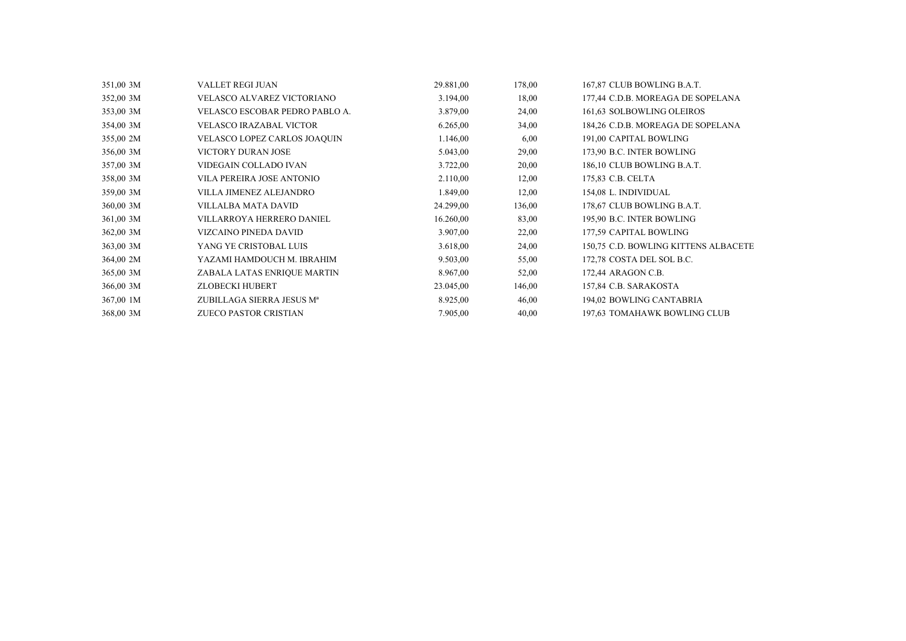| | | | | | | |
|---|---|---|---|---|---|---|
| 351,00 | 3M | VALLET REGI JUAN | 29.881,00 | 178,00 | 167,87 | CLUB BOWLING B.A.T. |
| 352,00 | 3M | VELASCO ALVAREZ VICTORIANO | 3.194,00 | 18,00 | 177,44 | C.D.B. MOREAGA DE SOPELANA |
| 353,00 | 3M | VELASCO ESCOBAR PEDRO PABLO A. | 3.879,00 | 24,00 | 161,63 | SOLBOWLING OLEIROS |
| 354,00 | 3M | VELASCO IRAZABAL VICTOR | 6.265,00 | 34,00 | 184,26 | C.D.B. MOREAGA DE SOPELANA |
| 355,00 | 2M | VELASCO LOPEZ CARLOS JOAQUIN | 1.146,00 | 6,00 | 191,00 | CAPITAL BOWLING |
| 356,00 | 3M | VICTORY DURAN JOSE | 5.043,00 | 29,00 | 173,90 | B.C. INTER BOWLING |
| 357,00 | 3M | VIDEGAIN COLLADO IVAN | 3.722,00 | 20,00 | 186,10 | CLUB BOWLING B.A.T. |
| 358,00 | 3M | VILA PEREIRA JOSE ANTONIO | 2.110,00 | 12,00 | 175,83 | C.B. CELTA |
| 359,00 | 3M | VILLA JIMENEZ ALEJANDRO | 1.849,00 | 12,00 | 154,08 | L. INDIVIDUAL |
| 360,00 | 3M | VILLALBA MATA DAVID | 24.299,00 | 136,00 | 178,67 | CLUB BOWLING B.A.T. |
| 361,00 | 3M | VILLARROYA HERRERO DANIEL | 16.260,00 | 83,00 | 195,90 | B.C. INTER BOWLING |
| 362,00 | 3M | VIZCAINO PINEDA DAVID | 3.907,00 | 22,00 | 177,59 | CAPITAL BOWLING |
| 363,00 | 3M | YANG YE CRISTOBAL LUIS | 3.618,00 | 24,00 | 150,75 | C.D. BOWLING KITTENS ALBACETE |
| 364,00 | 2M | YAZAMI HAMDOUCH M. IBRAHIM | 9.503,00 | 55,00 | 172,78 | COSTA DEL SOL B.C. |
| 365,00 | 3M | ZABALA LATAS ENRIQUE MARTIN | 8.967,00 | 52,00 | 172,44 | ARAGON C.B. |
| 366,00 | 3M | ZLOBECKI HUBERT | 23.045,00 | 146,00 | 157,84 | C.B. SARAKOSTA |
| 367,00 | 1M | ZUBILLAGA SIERRA JESUS Mª | 8.925,00 | 46,00 | 194,02 | BOWLING CANTABRIA |
| 368,00 | 3M | ZUECO PASTOR CRISTIAN | 7.905,00 | 40,00 | 197,63 | TOMAHAWK BOWLING CLUB |